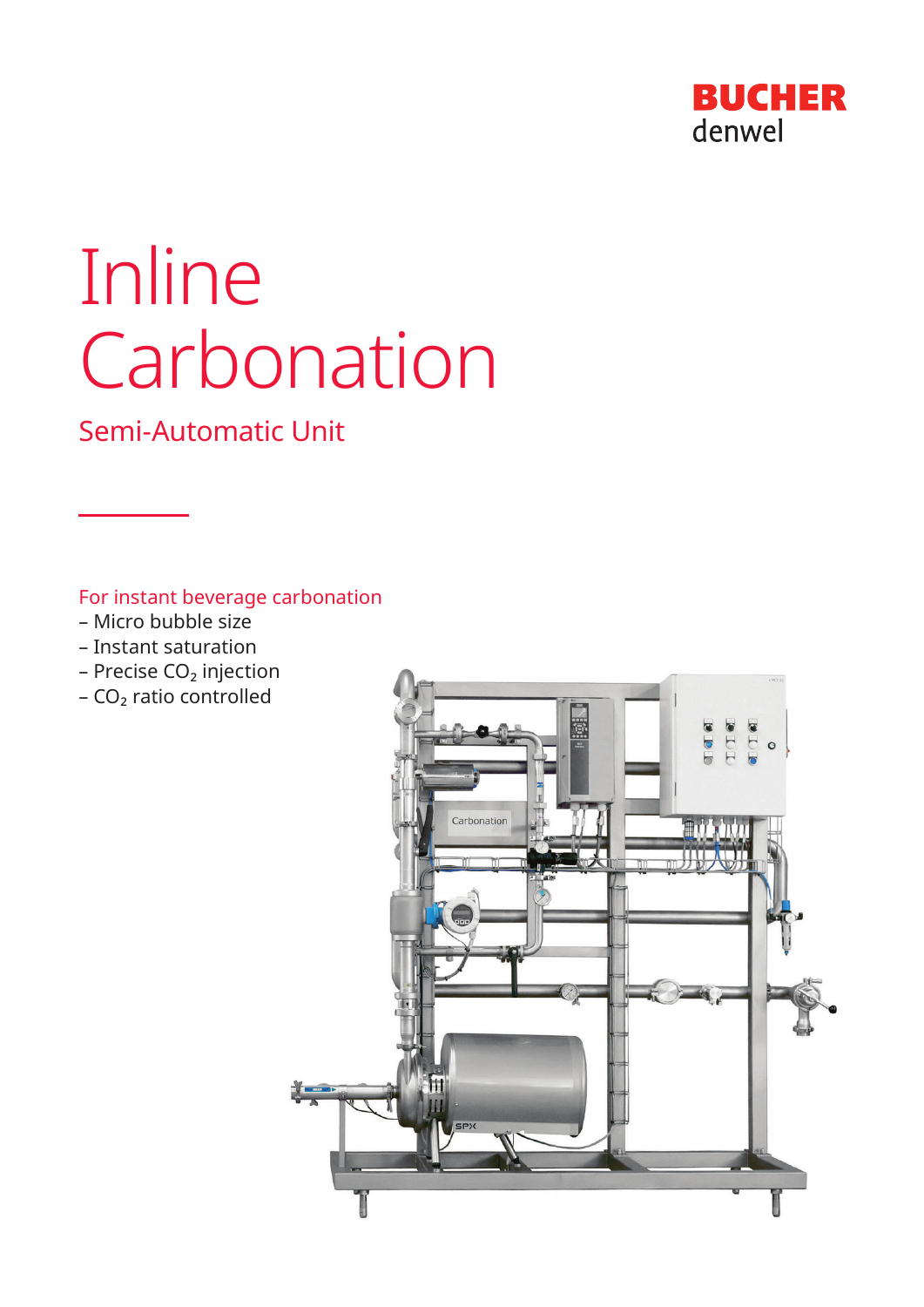BUCHER denwel

# Inline Carbonation

## Semi-Automatic Unit

For instant beverage carbonation

- Micro bubble size
- Instant saturation
- Precise $CO_2$ injection
- $CO_2$ ratio controlled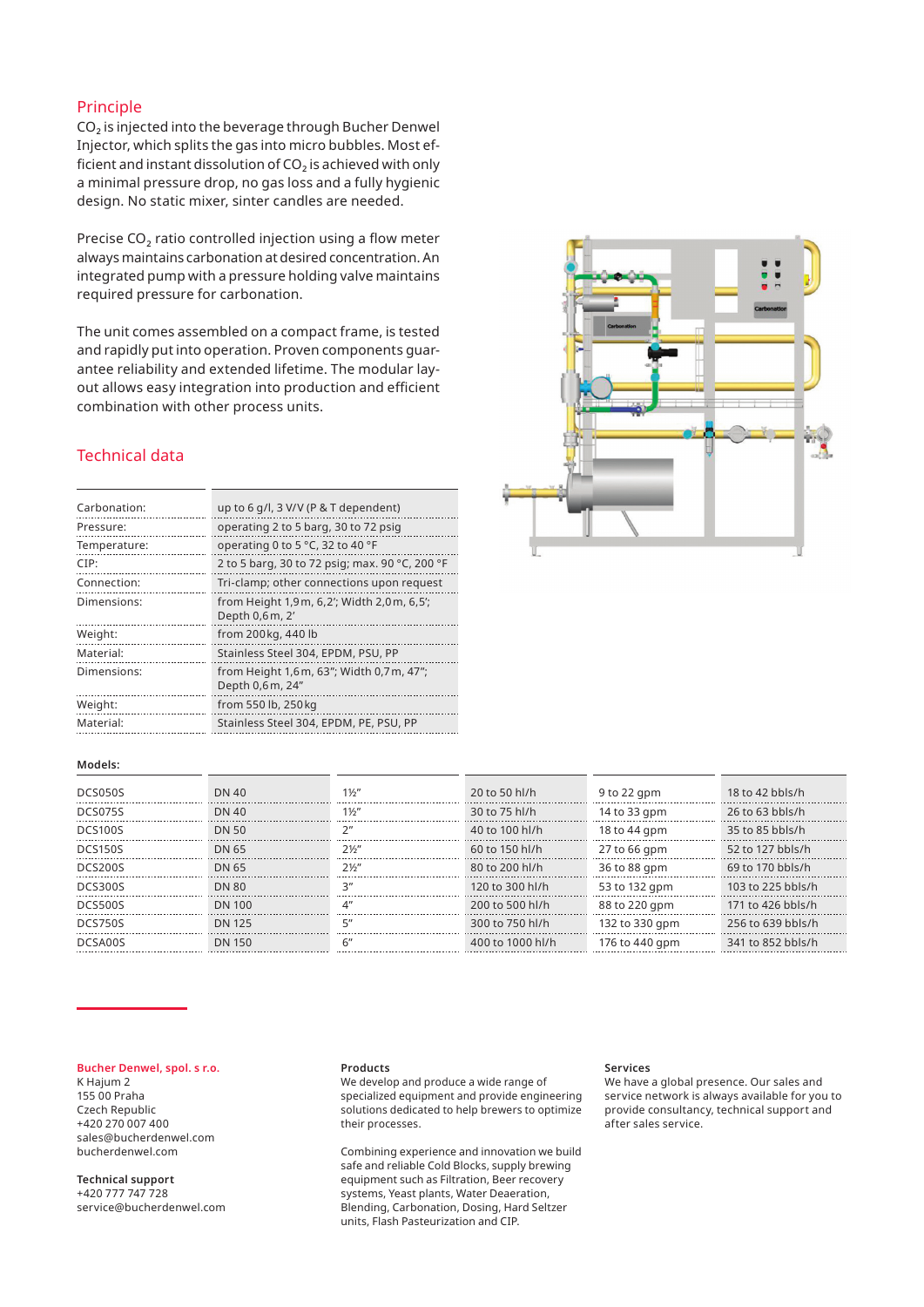## Principle

$CO_2$ is injected into the beverage through Bucher Denwel Injector, which splits the gas into micro bubbles. Most efficient and instant dissolution of $CO_2$ is achieved with only a minimal pressure drop, no gas loss and a fully hygienic design. No static mixer, sinter candles are needed.

Precise $CO_2$ ratio controlled injection using a flow meter always maintains carbonation at desired concentration. An integrated pump with a pressure holding valve maintains required pressure for carbonation.

The unit comes assembled on a compact frame, is tested and rapidly put into operation. Proven components guarantee reliability and extended lifetime. The modular layout allows easy integration into production and efficient combination with other process units.

## Technical data

| | |
|---|---|
| Carbonation: | up to 6 g/l, 3 V/V (P & T dependent) |
| Pressure: | operating 2 to 5 barg, 30 to 72 psig |
| Temperature: | operating 0 to 5 °C, 32 to 40 °F |
| CIP: | 2 to 5 barg, 30 to 72 psig; max. 90 °C, 200 °F |
| Connection: | Tri-clamp; other connections upon request |
| Dimensions: | from Height 1,9 m, 6,2'; Width 2,0 m, 6,5'; Depth 0,6 m, 2' |
| Weight: | from 200 kg, 440 lb |
| Material: | Stainless Steel 304, EPDM, PSU, PP |
| Dimensions: | from Height 1,6 m, 63"; Width 0,7 m, 47"; Depth 0,6 m, 24" |
| Weight: | from 550 lb, 250 kg |
| Material: | Stainless Steel 304, EPDM, PE, PSU, PP |

**Models:**

| | | | | | |
|---|---|---|---|---|---|
| DCS050S | DN 40 | 1½" | 20 to 50 hl/h | 9 to 22 gpm | 18 to 42 bbls/h |
| DCS075S | DN 40 | 1½" | 30 to 75 hl/h | 14 to 33 gpm | 26 to 63 bbls/h |
| DCS100S | DN 50 | 2" | 40 to 100 hl/h | 18 to 44 gpm | 35 to 85 bbls/h |
| DCS150S | DN 65 | 2½" | 60 to 150 hl/h | 27 to 66 gpm | 52 to 127 bbls/h |
| DCS200S | DN 65 | 2½" | 80 to 200 hl/h | 36 to 88 gpm | 69 to 170 bbls/h |
| DCS300S | DN 80 | 3" | 120 to 300 hl/h | 53 to 132 gpm | 103 to 225 bbls/h |
| DCS500S | DN 100 | 4" | 200 to 500 hl/h | 88 to 220 gpm | 171 to 426 bbls/h |
| DCS750S | DN 125 | 5" | 300 to 750 hl/h | 132 to 330 gpm | 256 to 639 bbls/h |
| DCSA00S | DN 150 | 6" | 400 to 1000 hl/h | 176 to 440 gpm | 341 to 852 bbls/h |

**Bucher Denwel, spol. s r.o.**
K Hajum 2
155 00 Praha
Czech Republic
+420 270 007 400
sales@bucherdenwel.com
bucherdenwel.com

**Technical support**
+420 777 747 728
service@bucherdenwel.com

**Products**
We develop and produce a wide range of specialized equipment and provide engineering solutions dedicated to help brewers to optimize their processes.

Combining experience and innovation we build safe and reliable Cold Blocks, supply brewing equipment such as Filtration, Beer recovery systems, Yeast plants, Water Deaeration, Blending, Carbonation, Dosing, Hard Seltzer units, Flash Pasteurization and CIP.

**Services**
We have a global presence. Our sales and service network is always available for you to provide consultancy, technical support and after sales service.